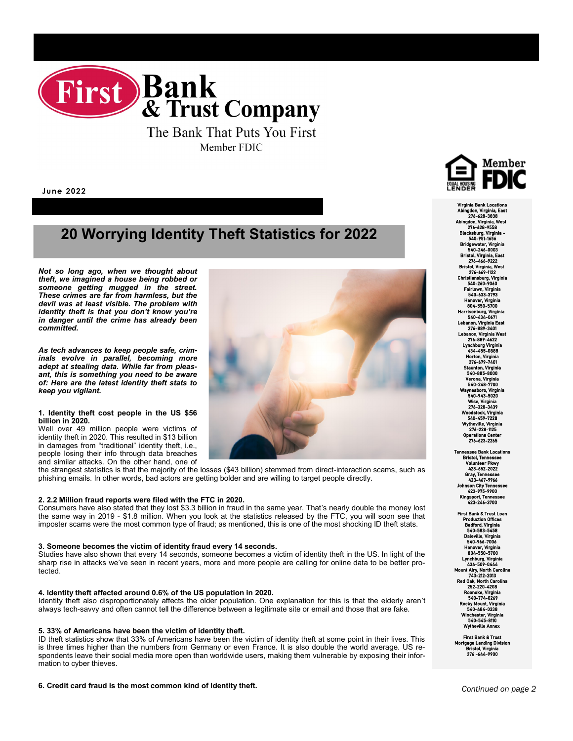# First Bank & Trust Company

The Bank That Puts You First

Member FDIC

June 2022

## 20 Worrying Identity Theft Statistics for 2022

***Not so long ago, when we thought about theft, we imagined a house being robbed or someone getting mugged in the street. These crimes are far from harmless, but the devil was at least visible. The problem with identity theft is that you don't know you're in danger until the crime has already been committed.***

***As tech advances to keep people safe, criminals evolve in parallel, becoming more adept at stealing data. While far from pleasant, this is something you need to be aware of: Here are the latest identity theft stats to keep you vigilant.***

**1. Identity theft cost people in the US $56 billion in 2020.**

Well over 49 million people were victims of identity theft in 2020. This resulted in $13 billion in damages from "traditional" identity theft, i.e., people losing their info through data breaches and similar attacks. On the other hand, one of the strangest statistics is that the majority of the losses ($43 billion) stemmed from direct-interaction scams, such as phishing emails. In other words, bad actors are getting bolder and are willing to target people directly.

**2. 2.2 Million fraud reports were filed with the FTC in 2020.**

Consumers have also stated that they lost $3.3 billion in fraud in the same year. That's nearly double the money lost the same way in 2019 - $1.8 million. When you look at the statistics released by the FTC, you will soon see that imposter scams were the most common type of fraud; as mentioned, this is one of the most shocking ID theft stats.

**3. Someone becomes the victim of identity fraud every 14 seconds.**

Studies have also shown that every 14 seconds, someone becomes a victim of identity theft in the US. In light of the sharp rise in attacks we've seen in recent years, more and more people are calling for online data to be better protected.

**4. Identity theft affected around 0.6% of the US population in 2020.**

Identity theft also disproportionately affects the older population. One explanation for this is that the elderly aren't always tech-savvy and often cannot tell the difference between a legitimate site or email and those that are fake.

**5. 33% of Americans have been the victim of identity theft.**

ID theft statistics show that 33% of Americans have been the victim of identity theft at some point in their lives. This is three times higher than the numbers from Germany or even France. It is also double the world average. US respondents leave their social media more open than worldwide users, making them vulnerable by exposing their information to cyber thieves.

**6. Credit card fraud is the most common kind of identity theft.**

*Continued on page 2*

---

Member FDIC
Equal Housing Lender

**Virginia Bank Locations**
Abingdon, Virginia, East 276-628-3838
Abingdon, Virginia, West 276-628-9558
Blacksburg, Virginia - 540-951-1656
Bridgewater, Virginia 540-246-0003
Bristol, Virginia, East 276-466-9222
Bristol, Virginia, West 276-669-1122
Christiansburg, Virginia 540-260-9060
Fairlawn, Virginia 540-633-3793
Hanover, Virginia 804-550-5700
Harrisonburg, Virginia 540-434-0671
Lebanon, Virginia East 276-889-3401
Lebanon, Virginia West 276-889-4622
Lynchburg Virginia 434-455-0888
Norton, Virginia 276-679-7401
Staunton, Virginia 540-885-8000
Verona, Virginia 540-248-7700
Waynesboro, Virginia 540-943-5020
Wise, Virginia 276-328-3439
Woodstock, Virginia 540-459-7228
Wytheville, Virginia 276-228-1125
Operations Center 276-623-2265

**Tennessee Bank Locations**
Bristol, Tennessee Volunteer Pkwy 423-652-2022
Gray, Tennessee 423-467-9966
Johnson City Tennessee 423-975-9900
Kingsport, Tennessee 423-246-3700

**First Bank & Trust Loan Production Offices**
Bedford, Virginia 540-583-5458
Daleville, Virginia 540-966-7006
Hanover, Virginia 804-550-5700
Lynchburg, Virginia 434-509-0444
Mount Airy, North Carolina 743-212-2013
Red Oak, North Carolina 252-220-4208
Roanoke, Virginia 540-774-0269
Rocky Mount, Virginia 540-484-0338
Winchester, Virginia 540-545-8110
Wytheville Annex

**First Bank & Trust Mortgage Lending Division**
Bristol, Virginia 276 -644-9900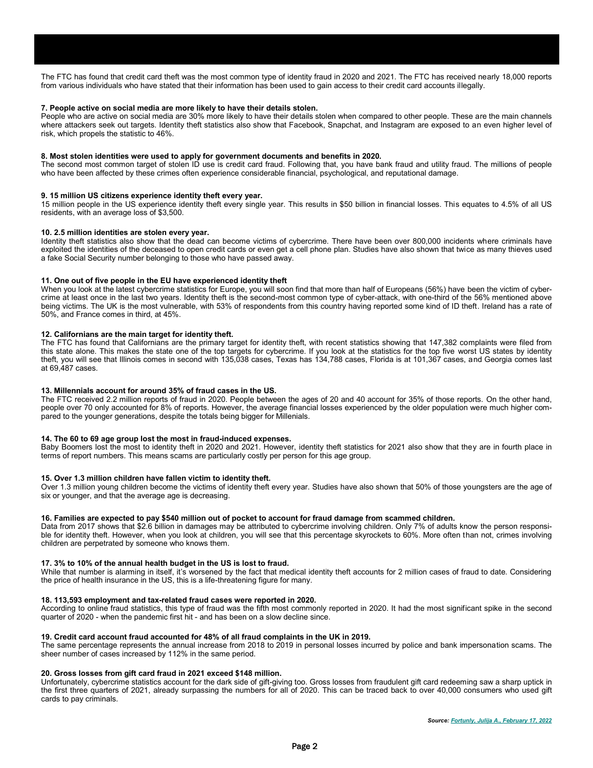The FTC has found that credit card theft was the most common type of identity fraud in 2020 and 2021. The FTC has received nearly 18,000 reports from various individuals who have stated that their information has been used to gain access to their credit card accounts illegally.

**7. People active on social media are more likely to have their details stolen.**

People who are active on social media are 30% more likely to have their details stolen when compared to other people. These are the main channels where attackers seek out targets. Identity theft statistics also show that Facebook, Snapchat, and Instagram are exposed to an even higher level of risk, which propels the statistic to 46%.

**8. Most stolen identities were used to apply for government documents and benefits in 2020.**

The second most common target of stolen ID use is credit card fraud. Following that, you have bank fraud and utility fraud. The millions of people who have been affected by these crimes often experience considerable financial, psychological, and reputational damage.

**9. 15 million US citizens experience identity theft every year.**

15 million people in the US experience identity theft every single year. This results in $50 billion in financial losses. This equates to 4.5% of all US residents, with an average loss of $3,500.

**10. 2.5 million identities are stolen every year.**

Identity theft statistics also show that the dead can become victims of cybercrime. There have been over 800,000 incidents where criminals have exploited the identities of the deceased to open credit cards or even get a cell phone plan. Studies have also shown that twice as many thieves used a fake Social Security number belonging to those who have passed away.

**11. One out of five people in the EU have experienced identity theft**

When you look at the latest cybercrime statistics for Europe, you will soon find that more than half of Europeans (56%) have been the victim of cyber-crime at least once in the last two years. Identity theft is the second-most common type of cyber-attack, with one-third of the 56% mentioned above being victims. The UK is the most vulnerable, with 53% of respondents from this country having reported some kind of ID theft. Ireland has a rate of 50%, and France comes in third, at 45%.

**12. Californians are the main target for identity theft.**

The FTC has found that Californians are the primary target for identity theft, with recent statistics showing that 147,382 complaints were filed from this state alone. This makes the state one of the top targets for cybercrime. If you look at the statistics for the top five worst US states by identity theft, you will see that Illinois comes in second with 135,038 cases, Texas has 134,788 cases, Florida is at 101,367 cases, and Georgia comes last at 69,487 cases.

**13. Millennials account for around 35% of fraud cases in the US.**

The FTC received 2.2 million reports of fraud in 2020. People between the ages of 20 and 40 account for 35% of those reports. On the other hand, people over 70 only accounted for 8% of reports. However, the average financial losses experienced by the older population were much higher compared to the younger generations, despite the totals being bigger for Millenials.

**14. The 60 to 69 age group lost the most in fraud-induced expenses.**

Baby Boomers lost the most to identity theft in 2020 and 2021. However, identity theft statistics for 2021 also show that they are in fourth place in terms of report numbers. This means scams are particularly costly per person for this age group.

**15. Over 1.3 million children have fallen victim to identity theft.**

Over 1.3 million young children become the victims of identity theft every year. Studies have also shown that 50% of those youngsters are the age of six or younger, and that the average age is decreasing.

**16. Families are expected to pay $540 million out of pocket to account for fraud damage from scammed children.**

Data from 2017 shows that $2.6 billion in damages may be attributed to cybercrime involving children. Only 7% of adults know the person responsible for identity theft. However, when you look at children, you will see that this percentage skyrockets to 60%. More often than not, crimes involving children are perpetrated by someone who knows them.

**17. 3% to 10% of the annual health budget in the US is lost to fraud.**

While that number is alarming in itself, it's worsened by the fact that medical identity theft accounts for 2 million cases of fraud to date. Considering the price of health insurance in the US, this is a life-threatening figure for many.

**18. 113,593 employment and tax-related fraud cases were reported in 2020.**

According to online fraud statistics, this type of fraud was the fifth most commonly reported in 2020. It had the most significant spike in the second quarter of 2020 - when the pandemic first hit - and has been on a slow decline since.

**19. Credit card account fraud accounted for 48% of all fraud complaints in the UK in 2019.**

The same percentage represents the annual increase from 2018 to 2019 in personal losses incurred by police and bank impersonation scams. The sheer number of cases increased by 112% in the same period.

**20. Gross losses from gift card fraud in 2021 exceed $148 million.**

Unfortunately, cybercrime statistics account for the dark side of gift-giving too. Gross losses from fraudulent gift card redeeming saw a sharp uptick in the first three quarters of 2021, already surpassing the numbers for all of 2020. This can be traced back to over 40,000 consumers who used gift cards to pay criminals.

***Source: Fortunly, Julija A., February 17, 2022***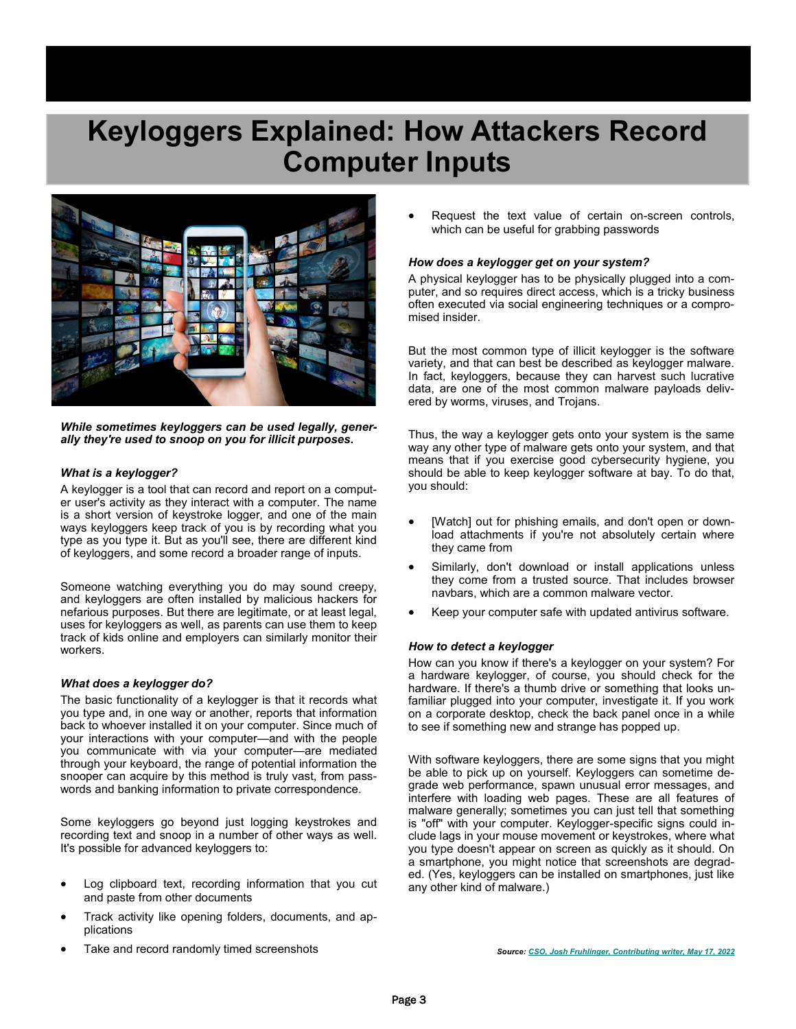# Keyloggers Explained: How Attackers Record Computer Inputs

***While sometimes keyloggers can be used legally, generally they're used to snoop on you for illicit purposes.***

### *What is a keylogger?*

A keylogger is a tool that can record and report on a computer user's activity as they interact with a computer. The name is a short version of keystroke logger, and one of the main ways keyloggers keep track of you is by recording what you type as you type it. But as you'll see, there are different kind of keyloggers, and some record a broader range of inputs.

Someone watching everything you do may sound creepy, and keyloggers are often installed by malicious hackers for nefarious purposes. But there are legitimate, or at least legal, uses for keyloggers as well, as parents can use them to keep track of kids online and employers can similarly monitor their workers.

### *What does a keylogger do?*

The basic functionality of a keylogger is that it records what you type and, in one way or another, reports that information back to whoever installed it on your computer. Since much of your interactions with your computer—and with the people you communicate with via your computer—are mediated through your keyboard, the range of potential information the snooper can acquire by this method is truly vast, from passwords and banking information to private correspondence.

Some keyloggers go beyond just logging keystrokes and recording text and snoop in a number of other ways as well. It's possible for advanced keyloggers to:

- Log clipboard text, recording information that you cut and paste from other documents
- Track activity like opening folders, documents, and applications
- Take and record randomly timed screenshots
- Request the text value of certain on-screen controls, which can be useful for grabbing passwords

### *How does a keylogger get on your system?*

A physical keylogger has to be physically plugged into a computer, and so requires direct access, which is a tricky business often executed via social engineering techniques or a compromised insider.

But the most common type of illicit keylogger is the software variety, and that can best be described as keylogger malware. In fact, keyloggers, because they can harvest such lucrative data, are one of the most common malware payloads delivered by worms, viruses, and Trojans.

Thus, the way a keylogger gets onto your system is the same way any other type of malware gets onto your system, and that means that if you exercise good cybersecurity hygiene, you should be able to keep keylogger software at bay. To do that, you should:

- [Watch] out for phishing emails, and don't open or download attachments if you're not absolutely certain where they came from
- Similarly, don't download or install applications unless they come from a trusted source. That includes browser navbars, which are a common malware vector.
- Keep your computer safe with updated antivirus software.

### *How to detect a keylogger*

How can you know if there's a keylogger on your system? For a hardware keylogger, of course, you should check for the hardware. If there's a thumb drive or something that looks unfamiliar plugged into your computer, investigate it. If you work on a corporate desktop, check the back panel once in a while to see if something new and strange has popped up.

With software keyloggers, there are some signs that you might be able to pick up on yourself. Keyloggers can sometime degrade web performance, spawn unusual error messages, and interfere with loading web pages. These are all features of malware generally; sometimes you can just tell that something is "off" with your computer. Keylogger-specific signs could include lags in your mouse movement or keystrokes, where what you type doesn't appear on screen as quickly as it should. On a smartphone, you might notice that screenshots are degraded. (Yes, keyloggers can be installed on smartphones, just like any other kind of malware.)

***Source:*** *CSO, Josh Fruhlinger, Contributing writer, May 17, 2022*